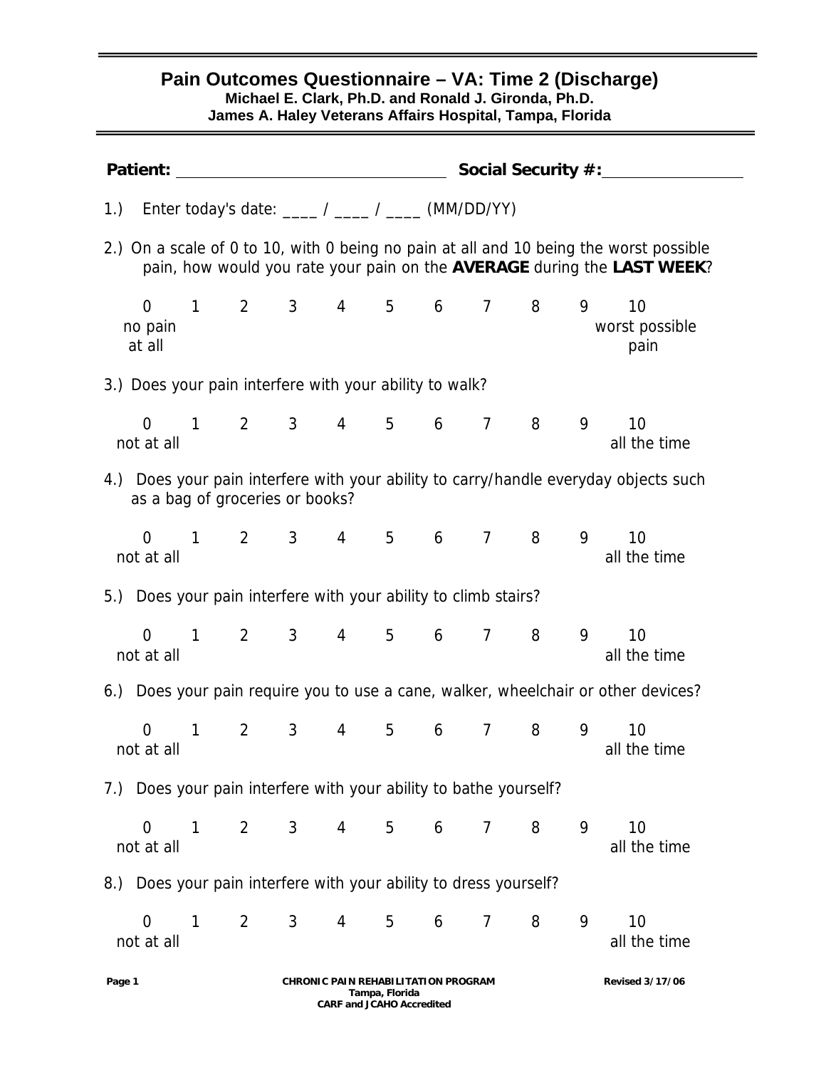# Pain Outcomes Questionnaire – VA: Time 2 (Discharge)

**Michael E. Clark, Ph.D. and Ronald J. Gironda, Ph.D.**
**James A. Haley Veterans Affairs Hospital, Tampa, Florida**

**Patient:** ______________________________ **Social Security #:** _______________

1.) Enter today's date: ____ / ____ / ____ (MM/DD/YY)

2.) On a scale of 0 to 10, with 0 being no pain at all and 10 being the worst possible pain, how would you rate your pain on the **AVERAGE** during the **LAST WEEK**?

| 0 | 1 | 2 | 3 | 4 | 5 | 6 | 7 | 8 | 9 | 10 |
|---|---|---|---|---|---|---|---|---|---|---|
| no pain at all | | | | | | | | | | worst possible pain |

3.) Does your pain interfere with your ability to walk?

| 0 | 1 | 2 | 3 | 4 | 5 | 6 | 7 | 8 | 9 | 10 |
|---|---|---|---|---|---|---|---|---|---|---|
| not at all | | | | | | | | | | all the time |

4.) Does your pain interfere with your ability to carry/handle everyday objects such as a bag of groceries or books?

| 0 | 1 | 2 | 3 | 4 | 5 | 6 | 7 | 8 | 9 | 10 |
|---|---|---|---|---|---|---|---|---|---|---|
| not at all | | | | | | | | | | all the time |

5.) Does your pain interfere with your ability to climb stairs?

| 0 | 1 | 2 | 3 | 4 | 5 | 6 | 7 | 8 | 9 | 10 |
|---|---|---|---|---|---|---|---|---|---|---|
| not at all | | | | | | | | | | all the time |

6.) Does your pain require you to use a cane, walker, wheelchair or other devices?

| 0 | 1 | 2 | 3 | 4 | 5 | 6 | 7 | 8 | 9 | 10 |
|---|---|---|---|---|---|---|---|---|---|---|
| not at all | | | | | | | | | | all the time |

7.) Does your pain interfere with your ability to bathe yourself?

| 0 | 1 | 2 | 3 | 4 | 5 | 6 | 7 | 8 | 9 | 10 |
|---|---|---|---|---|---|---|---|---|---|---|
| not at all | | | | | | | | | | all the time |

8.) Does your pain interfere with your ability to dress yourself?

| 0 | 1 | 2 | 3 | 4 | 5 | 6 | 7 | 8 | 9 | 10 |
|---|---|---|---|---|---|---|---|---|---|---|
| not at all | | | | | | | | | | all the time |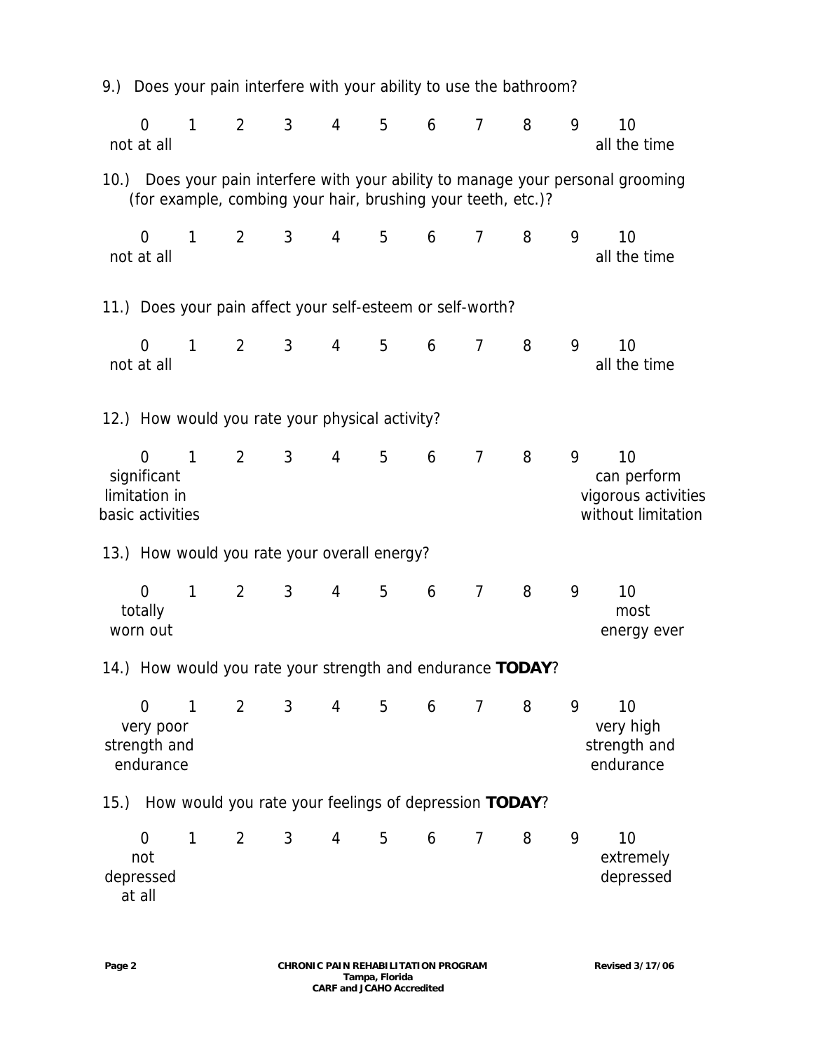9.) Does your pain interfere with your ability to use the bathroom?

| 0 | 1 | 2 | 3 | 4 | 5 | 6 | 7 | 8 | 9 | 10 |
|---|---|---|---|---|---|---|---|---|---|---|
| not at all | | | | | | | | | | all the time |

10.) Does your pain interfere with your ability to manage your personal grooming (for example, combing your hair, brushing your teeth, etc.)?

| 0 | 1 | 2 | 3 | 4 | 5 | 6 | 7 | 8 | 9 | 10 |
|---|---|---|---|---|---|---|---|---|---|---|
| not at all | | | | | | | | | | all the time |

11.) Does your pain affect your self-esteem or self-worth?

| 0 | 1 | 2 | 3 | 4 | 5 | 6 | 7 | 8 | 9 | 10 |
|---|---|---|---|---|---|---|---|---|---|---|
| not at all | | | | | | | | | | all the time |

12.) How would you rate your physical activity?

| 0 | 1 | 2 | 3 | 4 | 5 | 6 | 7 | 8 | 9 | 10 |
|---|---|---|---|---|---|---|---|---|---|---|
| significant limitation in basic activities | | | | | | | | | | can perform vigorous activities without limitation |

13.) How would you rate your overall energy?

| 0 | 1 | 2 | 3 | 4 | 5 | 6 | 7 | 8 | 9 | 10 |
|---|---|---|---|---|---|---|---|---|---|---|
| totally worn out | | | | | | | | | | most energy ever |

14.) How would you rate your strength and endurance **TODAY**?

| 0 | 1 | 2 | 3 | 4 | 5 | 6 | 7 | 8 | 9 | 10 |
|---|---|---|---|---|---|---|---|---|---|---|
| very poor strength and endurance | | | | | | | | | | very high strength and endurance |

15.) How would you rate your feelings of depression **TODAY**?

| 0 | 1 | 2 | 3 | 4 | 5 | 6 | 7 | 8 | 9 | 10 |
|---|---|---|---|---|---|---|---|---|---|---|
| not depressed at all | | | | | | | | | | extremely depressed |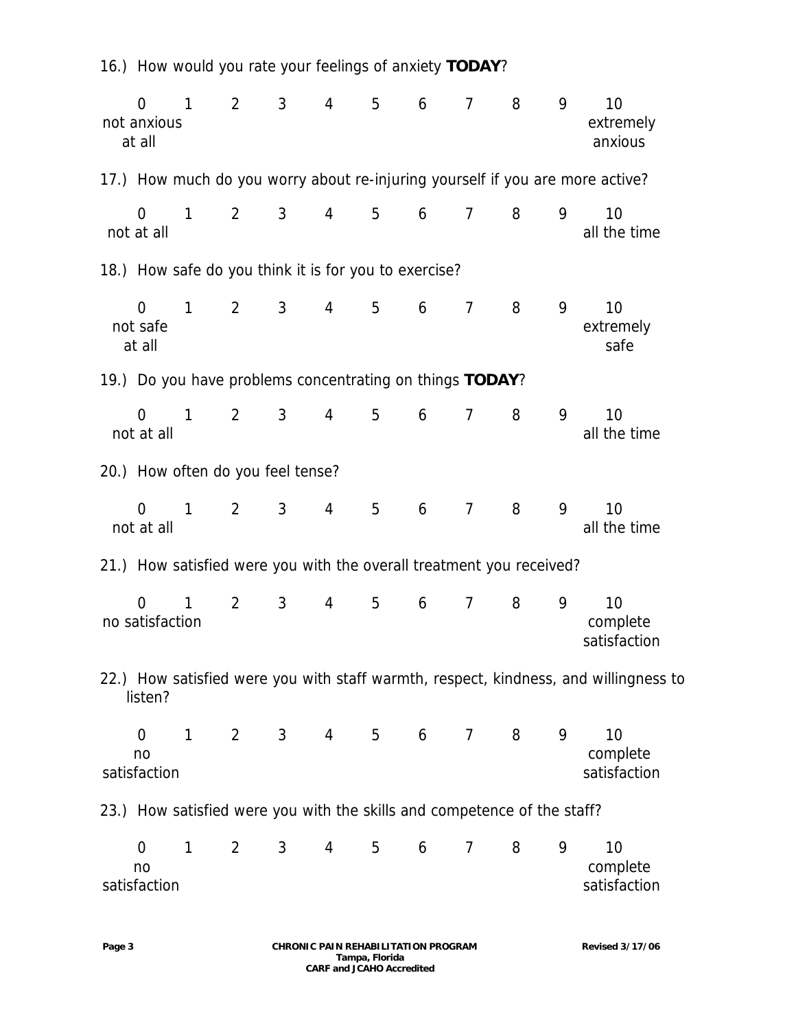16.) How would you rate your feelings of anxiety **TODAY**?

| 0 | 1 | 2 | 3 | 4 | 5 | 6 | 7 | 8 | 9 | 10 |
|---|---|---|---|---|---|---|---|---|---|---|
| not anxious at all | | | | | | | | | | extremely anxious |

17.) How much do you worry about re-injuring yourself if you are more active?

| 0 | 1 | 2 | 3 | 4 | 5 | 6 | 7 | 8 | 9 | 10 |
|---|---|---|---|---|---|---|---|---|---|---|
| not at all | | | | | | | | | | all the time |

18.) How safe do you think it is for you to exercise?

| 0 | 1 | 2 | 3 | 4 | 5 | 6 | 7 | 8 | 9 | 10 |
|---|---|---|---|---|---|---|---|---|---|---|
| not safe at all | | | | | | | | | | extremely safe |

19.) Do you have problems concentrating on things **TODAY**?

| 0 | 1 | 2 | 3 | 4 | 5 | 6 | 7 | 8 | 9 | 10 |
|---|---|---|---|---|---|---|---|---|---|---|
| not at all | | | | | | | | | | all the time |

20.) How often do you feel tense?

| 0 | 1 | 2 | 3 | 4 | 5 | 6 | 7 | 8 | 9 | 10 |
|---|---|---|---|---|---|---|---|---|---|---|
| not at all | | | | | | | | | | all the time |

21.) How satisfied were you with the overall treatment you received?

| 0 | 1 | 2 | 3 | 4 | 5 | 6 | 7 | 8 | 9 | 10 |
|---|---|---|---|---|---|---|---|---|---|---|
| no satisfaction | | | | | | | | | | complete satisfaction |

22.) How satisfied were you with staff warmth, respect, kindness, and willingness to listen?

| 0 | 1 | 2 | 3 | 4 | 5 | 6 | 7 | 8 | 9 | 10 |
|---|---|---|---|---|---|---|---|---|---|---|
| no satisfaction | | | | | | | | | | complete satisfaction |

23.) How satisfied were you with the skills and competence of the staff?

| 0 | 1 | 2 | 3 | 4 | 5 | 6 | 7 | 8 | 9 | 10 |
|---|---|---|---|---|---|---|---|---|---|---|
| no satisfaction | | | | | | | | | | complete satisfaction |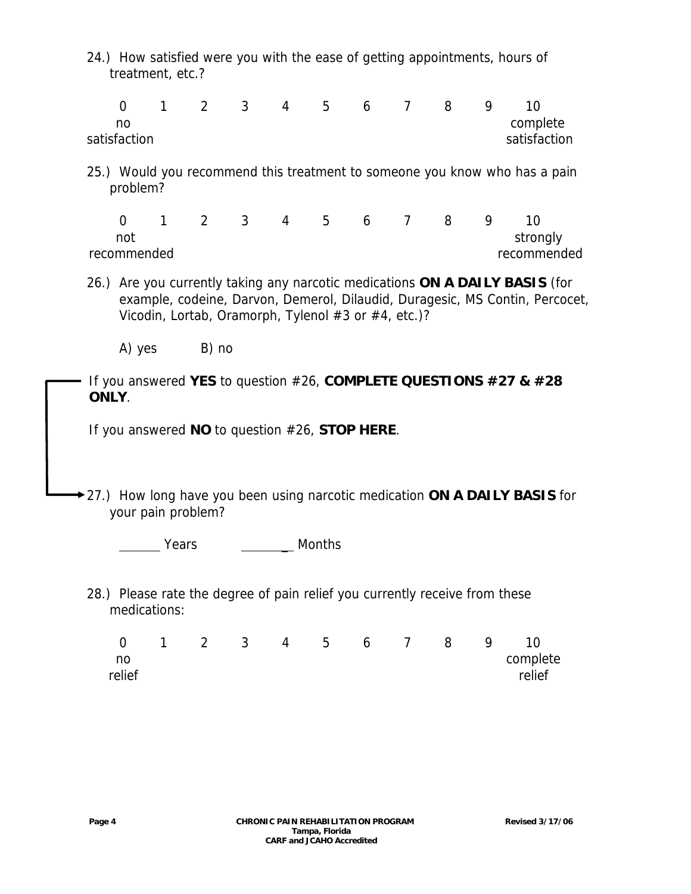24.) How satisfied were you with the ease of getting appointments, hours of treatment, etc.?

| 0 | 1 | 2 | 3 | 4 | 5 | 6 | 7 | 8 | 9 | 10 |
|---|---|---|---|---|---|---|---|---|---|---|
| no satisfaction | | | | | | | | | | complete satisfaction |

25.) Would you recommend this treatment to someone you know who has a pain problem?

| 0 | 1 | 2 | 3 | 4 | 5 | 6 | 7 | 8 | 9 | 10 |
|---|---|---|---|---|---|---|---|---|---|---|
| not recommended | | | | | | | | | | strongly recommended |

26.) Are you currently taking any narcotic medications **ON A DAILY BASIS** (for example, codeine, Darvon, Demerol, Dilaudid, Duragesic, MS Contin, Percocet, Vicodin, Lortab, Oramorph, Tylenol #3 or #4, etc.)?

A) yes B) no

If you answered **YES** to question #26, **COMPLETE QUESTIONS #27 & #28 ONLY**.

If you answered **NO** to question #26, **STOP HERE**.

27.) How long have you been using narcotic medication **ON A DAILY BASIS** for your pain problem?

_______ Years _________ Months

28.) Please rate the degree of pain relief you currently receive from these medications:

| 0 | 1 | 2 | 3 | 4 | 5 | 6 | 7 | 8 | 9 | 10 |
|---|---|---|---|---|---|---|---|---|---|---|
| no relief | | | | | | | | | | complete relief |

**CHRONIC PAIN REHABILITATION PROGRAM**
**Tampa, Florida**
**CARF and JCAHO Accredited**

**Revised 3/17/06**